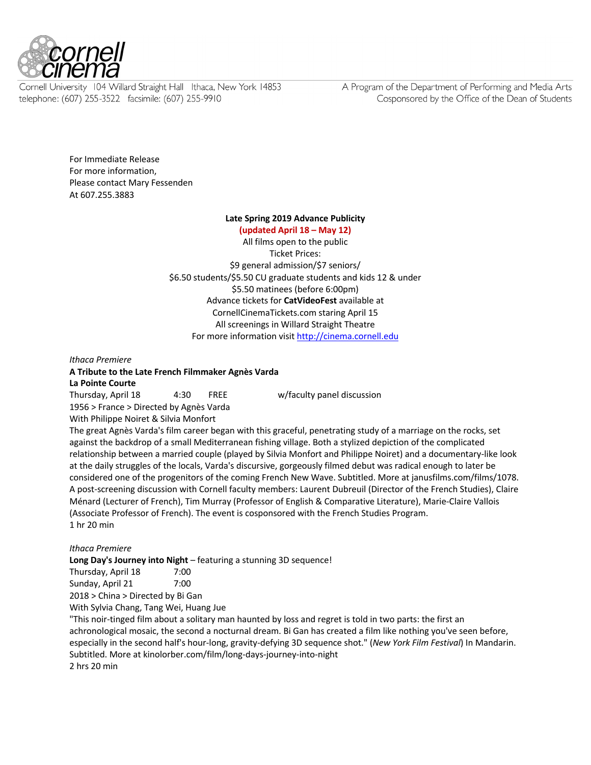Cornell University 104 Willard Straight Hall Ithaca, New York 14853
telephone: (607) 255-3522 facsimile: (607) 255-9910

A Program of the Department of Performing and Media Arts
Cosponsored by the Office of the Dean of Students

For Immediate Release
For more information,
Please contact Mary Fessenden
At 607.255.3883

**Late Spring 2019 Advance Publicity**
**(updated April 18 – May 12)**
All films open to the public
Ticket Prices:
$9 general admission/$7 seniors/
$6.50 students/$5.50 CU graduate students and kids 12 & under
$5.50 matinees (before 6:00pm)
Advance tickets for **CatVideoFest** available at
CornellCinemaTickets.com staring April 15
All screenings in Willard Straight Theatre
For more information visit http://cinema.cornell.edu

*Ithaca Premiere*
**A Tribute to the Late French Filmmaker Agnès Varda**
**La Pointe Courte**
Thursday, April 18 4:30 FREE w/faculty panel discussion
1956 > France > Directed by Agnès Varda
With Philippe Noiret & Silvia Monfort
The great Agnès Varda's film career began with this graceful, penetrating study of a marriage on the rocks, set against the backdrop of a small Mediterranean fishing village. Both a stylized depiction of the complicated relationship between a married couple (played by Silvia Monfort and Philippe Noiret) and a documentary-like look at the daily struggles of the locals, Varda's discursive, gorgeously filmed debut was radical enough to later be considered one of the progenitors of the coming French New Wave. Subtitled. More at janusfilms.com/films/1078. A post-screening discussion with Cornell faculty members: Laurent Dubreuil (Director of the French Studies), Claire Ménard (Lecturer of French), Tim Murray (Professor of English & Comparative Literature), Marie-Claire Vallois (Associate Professor of French). The event is cosponsored with the French Studies Program.
1 hr 20 min

*Ithaca Premiere*
**Long Day's Journey into Night** – featuring a stunning 3D sequence!
Thursday, April 18 7:00
Sunday, April 21 7:00
2018 > China > Directed by Bi Gan
With Sylvia Chang, Tang Wei, Huang Jue
"This noir-tinged film about a solitary man haunted by loss and regret is told in two parts: the first an achronological mosaic, the second a nocturnal dream. Bi Gan has created a film like nothing you've seen before, especially in the second half's hour-long, gravity-defying 3D sequence shot." (*New York Film Festival*) In Mandarin. Subtitled. More at kinolorber.com/film/long-days-journey-into-night
2 hrs 20 min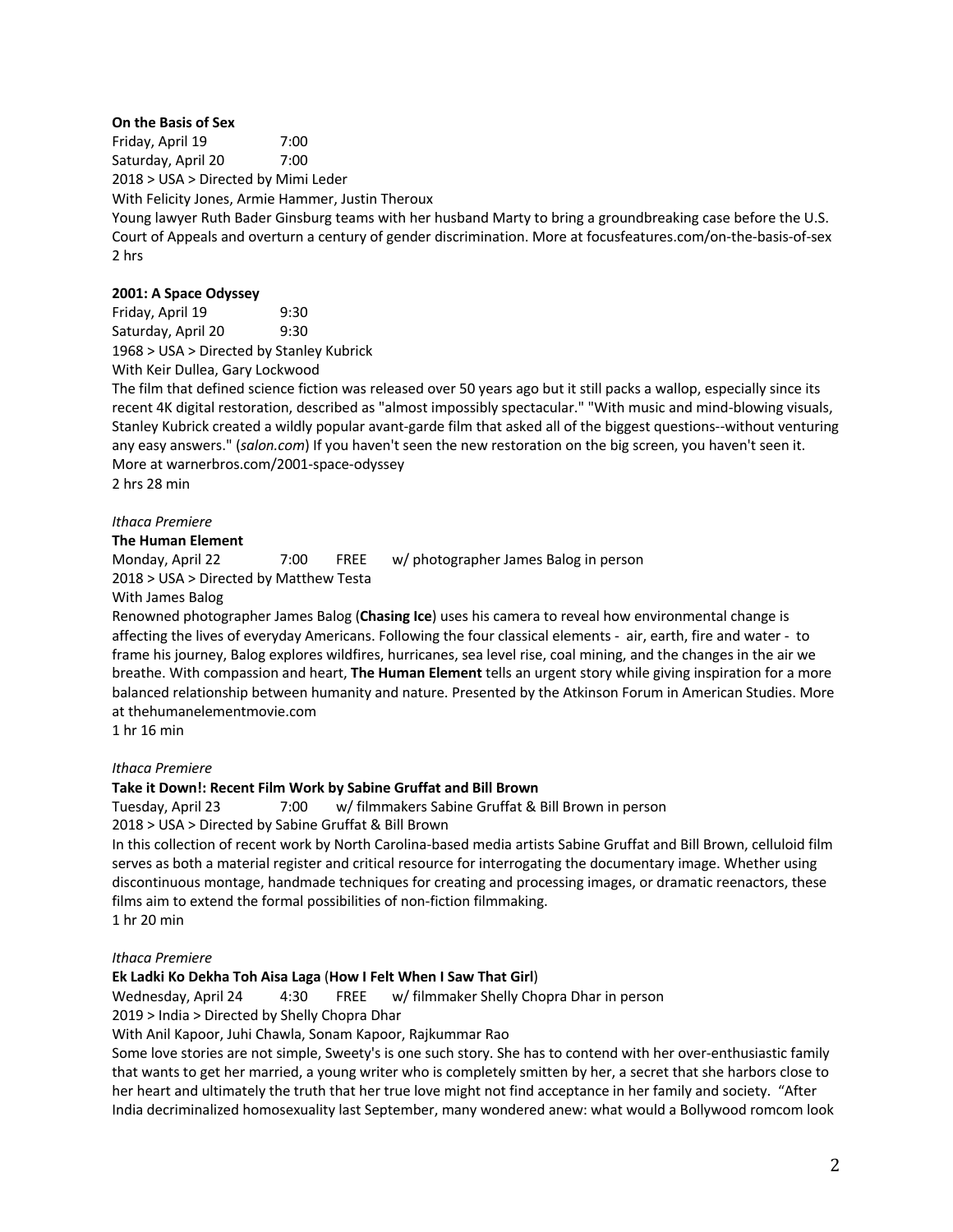**On the Basis of Sex**

Friday, April 19 7:00
Saturday, April 20 7:00
2018 > USA > Directed by Mimi Leder
With Felicity Jones, Armie Hammer, Justin Theroux
Young lawyer Ruth Bader Ginsburg teams with her husband Marty to bring a groundbreaking case before the U.S. Court of Appeals and overturn a century of gender discrimination. More at focusfeatures.com/on-the-basis-of-sex
2 hrs

**2001: A Space Odyssey**

Friday, April 19 9:30
Saturday, April 20 9:30
1968 > USA > Directed by Stanley Kubrick
With Keir Dullea, Gary Lockwood
The film that defined science fiction was released over 50 years ago but it still packs a wallop, especially since its recent 4K digital restoration, described as "almost impossibly spectacular." "With music and mind-blowing visuals, Stanley Kubrick created a wildly popular avant-garde film that asked all of the biggest questions--without venturing any easy answers." (*salon.com*) If you haven't seen the new restoration on the big screen, you haven't seen it. More at warnerbros.com/2001-space-odyssey
2 hrs 28 min

*Ithaca Premiere*

**The Human Element**

Monday, April 22 7:00 FREE w/ photographer James Balog in person
2018 > USA > Directed by Matthew Testa
With James Balog
Renowned photographer James Balog (**Chasing Ice**) uses his camera to reveal how environmental change is affecting the lives of everyday Americans. Following the four classical elements - air, earth, fire and water - to frame his journey, Balog explores wildfires, hurricanes, sea level rise, coal mining, and the changes in the air we breathe. With compassion and heart, **The Human Element** tells an urgent story while giving inspiration for a more balanced relationship between humanity and nature. Presented by the Atkinson Forum in American Studies. More at thehumanelementmovie.com
1 hr 16 min

*Ithaca Premiere*

**Take it Down!: Recent Film Work by Sabine Gruffat and Bill Brown**

Tuesday, April 23 7:00 w/ filmmakers Sabine Gruffat & Bill Brown in person
2018 > USA > Directed by Sabine Gruffat & Bill Brown
In this collection of recent work by North Carolina-based media artists Sabine Gruffat and Bill Brown, celluloid film serves as both a material register and critical resource for interrogating the documentary image. Whether using discontinuous montage, handmade techniques for creating and processing images, or dramatic reenactors, these films aim to extend the formal possibilities of non-fiction filmmaking.
1 hr 20 min

*Ithaca Premiere*

**Ek Ladki Ko Dekha Toh Aisa Laga** (**How I Felt When I Saw That Girl**)

Wednesday, April 24 4:30 FREE w/ filmmaker Shelly Chopra Dhar in person
2019 > India > Directed by Shelly Chopra Dhar
With Anil Kapoor, Juhi Chawla, Sonam Kapoor, Rajkummar Rao
Some love stories are not simple, Sweety's is one such story. She has to contend with her over-enthusiastic family that wants to get her married, a young writer who is completely smitten by her, a secret that she harbors close to her heart and ultimately the truth that her true love might not find acceptance in her family and society. "After India decriminalized homosexuality last September, many wondered anew: what would a Bollywood romcom look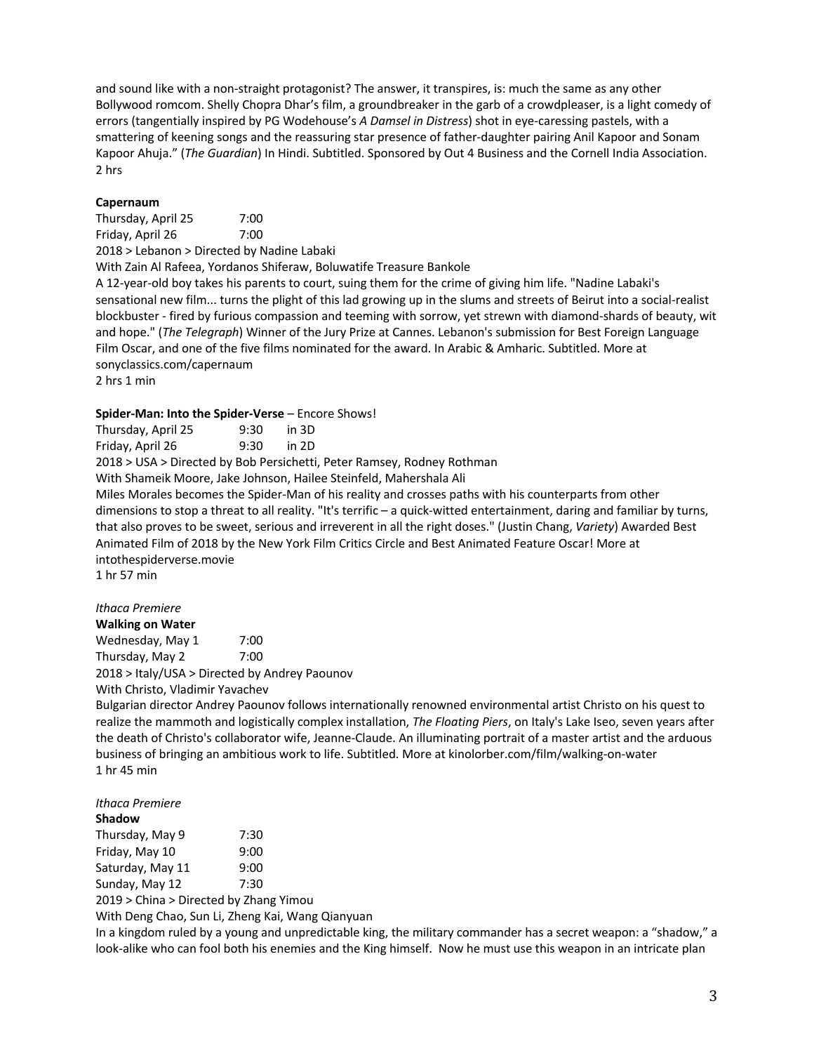and sound like with a non-straight protagonist? The answer, it transpires, is: much the same as any other Bollywood romcom. Shelly Chopra Dhar's film, a groundbreaker in the garb of a crowdpleaser, is a light comedy of errors (tangentially inspired by PG Wodehouse's *A Damsel in Distress*) shot in eye-caressing pastels, with a smattering of keening songs and the reassuring star presence of father-daughter pairing Anil Kapoor and Sonam Kapoor Ahuja." (*The Guardian*) In Hindi. Subtitled. Sponsored by Out 4 Business and the Cornell India Association.
2 hrs

**Capernaum**

Thursday, April 25 7:00
Friday, April 26 7:00

2018 > Lebanon > Directed by Nadine Labaki

With Zain Al Rafeea, Yordanos Shiferaw, Boluwatife Treasure Bankole

A 12-year-old boy takes his parents to court, suing them for the crime of giving him life. "Nadine Labaki's sensational new film... turns the plight of this lad growing up in the slums and streets of Beirut into a social-realist blockbuster - fired by furious compassion and teeming with sorrow, yet strewn with diamond-shards of beauty, wit and hope." (*The Telegraph*) Winner of the Jury Prize at Cannes. Lebanon's submission for Best Foreign Language Film Oscar, and one of the five films nominated for the award. In Arabic & Amharic. Subtitled. More at sonyclassics.com/capernaum
2 hrs 1 min

**Spider-Man: Into the Spider-Verse** – Encore Shows!

Thursday, April 25 9:30 in 3D
Friday, April 26 9:30 in 2D

2018 > USA > Directed by Bob Persichetti, Peter Ramsey, Rodney Rothman

With Shameik Moore, Jake Johnson, Hailee Steinfeld, Mahershala Ali

Miles Morales becomes the Spider-Man of his reality and crosses paths with his counterparts from other dimensions to stop a threat to all reality. "It's terrific – a quick-witted entertainment, daring and familiar by turns, that also proves to be sweet, serious and irreverent in all the right doses." (Justin Chang, *Variety*) Awarded Best Animated Film of 2018 by the New York Film Critics Circle and Best Animated Feature Oscar! More at intothespiderverse.movie
1 hr 57 min

*Ithaca Premiere*

**Walking on Water**

Wednesday, May 1 7:00
Thursday, May 2 7:00

2018 > Italy/USA > Directed by Andrey Paounov

With Christo, Vladimir Yavachev

Bulgarian director Andrey Paounov follows internationally renowned environmental artist Christo on his quest to realize the mammoth and logistically complex installation, *The Floating Piers*, on Italy's Lake Iseo, seven years after the death of Christo's collaborator wife, Jeanne-Claude. An illuminating portrait of a master artist and the arduous business of bringing an ambitious work to life. Subtitled. More at kinolorber.com/film/walking-on-water
1 hr 45 min

*Ithaca Premiere*

**Shadow**

Thursday, May 9 7:30
Friday, May 10 9:00
Saturday, May 11 9:00
Sunday, May 12 7:30

2019 > China > Directed by Zhang Yimou

With Deng Chao, Sun Li, Zheng Kai, Wang Qianyuan

In a kingdom ruled by a young and unpredictable king, the military commander has a secret weapon: a "shadow," a look-alike who can fool both his enemies and the King himself. Now he must use this weapon in an intricate plan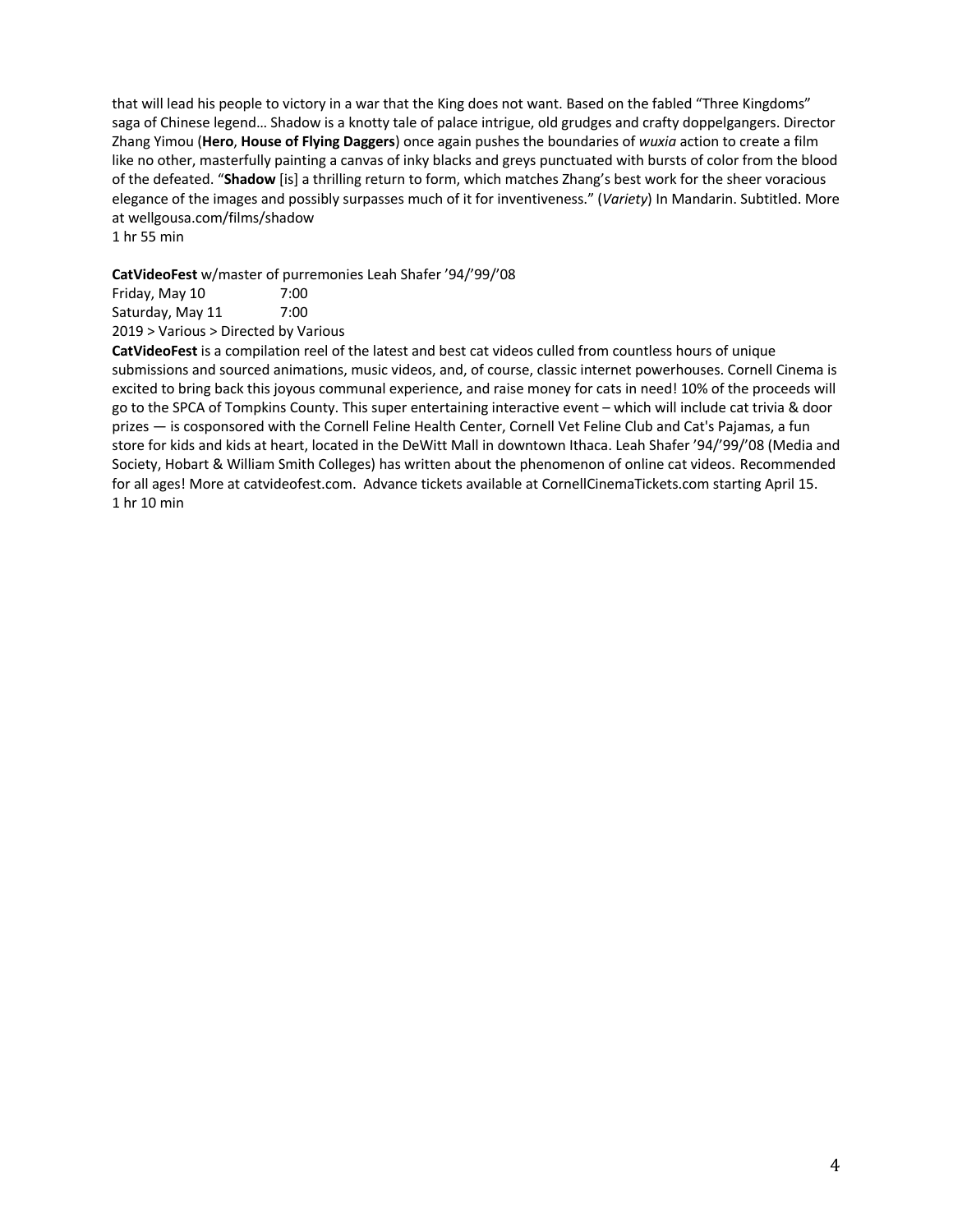that will lead his people to victory in a war that the King does not want. Based on the fabled "Three Kingdoms" saga of Chinese legend… Shadow is a knotty tale of palace intrigue, old grudges and crafty doppelgangers. Director Zhang Yimou (**Hero**, **House of Flying Daggers**) once again pushes the boundaries of *wuxia* action to create a film like no other, masterfully painting a canvas of inky blacks and greys punctuated with bursts of color from the blood of the defeated. "**Shadow** [is] a thrilling return to form, which matches Zhang's best work for the sheer voracious elegance of the images and possibly surpasses much of it for inventiveness." (*Variety*) In Mandarin. Subtitled. More at wellgousa.com/films/shadow
1 hr 55 min

**CatVideoFest** w/master of purremonies Leah Shafer '94/'99/'08
Friday, May 10 7:00
Saturday, May 11 7:00
2019 > Various > Directed by Various
**CatVideoFest** is a compilation reel of the latest and best cat videos culled from countless hours of unique submissions and sourced animations, music videos, and, of course, classic internet powerhouses. Cornell Cinema is excited to bring back this joyous communal experience, and raise money for cats in need! 10% of the proceeds will go to the SPCA of Tompkins County. This super entertaining interactive event – which will include cat trivia & door prizes — is cosponsored with the Cornell Feline Health Center, Cornell Vet Feline Club and Cat's Pajamas, a fun store for kids and kids at heart, located in the DeWitt Mall in downtown Ithaca. Leah Shafer '94/'99/'08 (Media and Society, Hobart & William Smith Colleges) has written about the phenomenon of online cat videos. Recommended for all ages! More at catvideofest.com. Advance tickets available at CornellCinemaTickets.com starting April 15.
1 hr 10 min